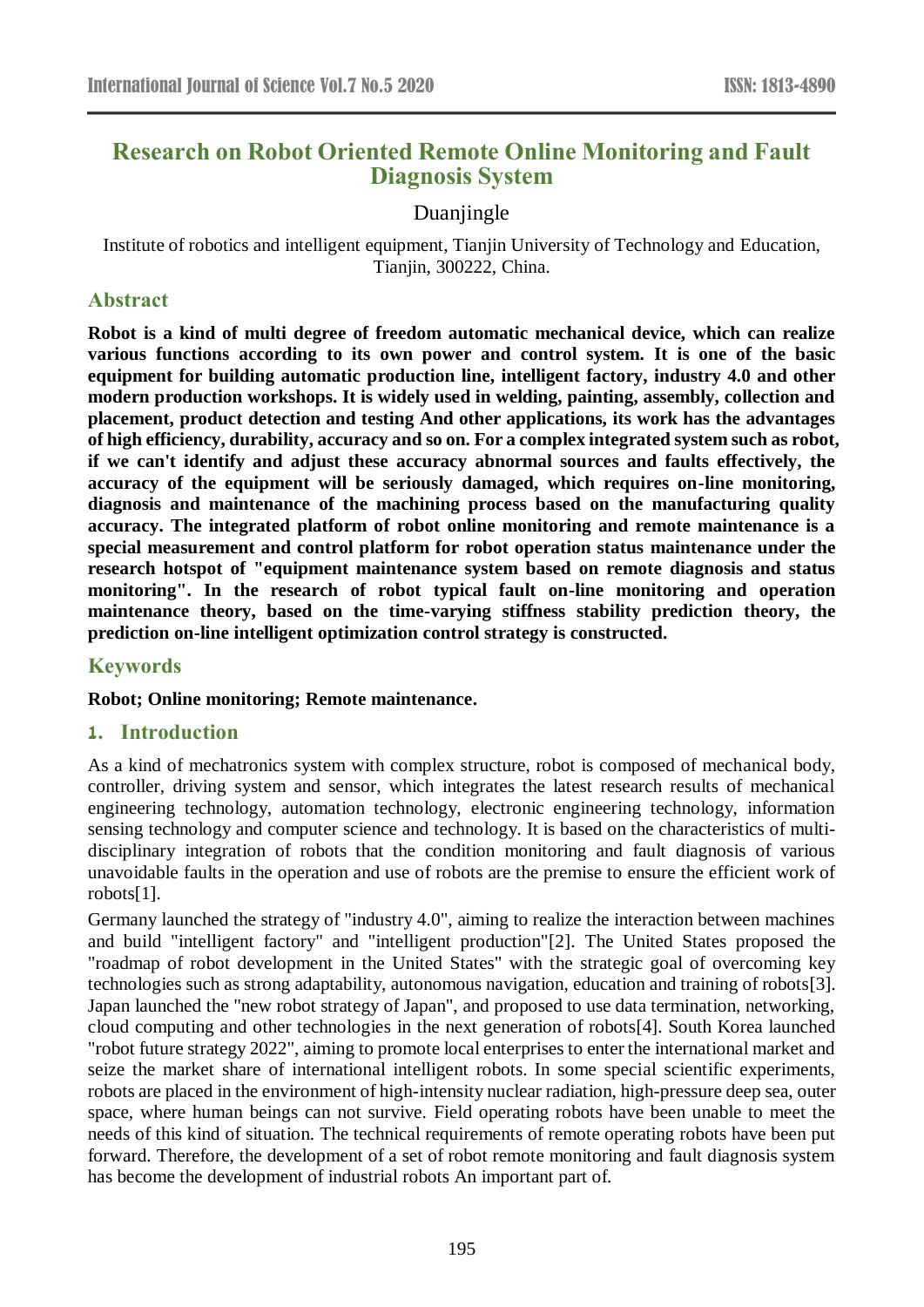# Research on Robot Oriented Remote Online Monitoring and Fault Diagnosis System

Duanjingle

Institute of robotics and intelligent equipment, Tianjin University of Technology and Education, Tianjin, 300222, China.

## Abstract

**Robot is a kind of multi degree of freedom automatic mechanical device, which can realize various functions according to its own power and control system. It is one of the basic equipment for building automatic production line, intelligent factory, industry 4.0 and other modern production workshops. It is widely used in welding, painting, assembly, collection and placement, product detection and testing And other applications, its work has the advantages of high efficiency, durability, accuracy and so on. For a complex integrated system such as robot, if we can't identify and adjust these accuracy abnormal sources and faults effectively, the accuracy of the equipment will be seriously damaged, which requires on-line monitoring, diagnosis and maintenance of the machining process based on the manufacturing quality accuracy. The integrated platform of robot online monitoring and remote maintenance is a special measurement and control platform for robot operation status maintenance under the research hotspot of "equipment maintenance system based on remote diagnosis and status monitoring". In the research of robot typical fault on-line monitoring and operation maintenance theory, based on the time-varying stiffness stability prediction theory, the prediction on-line intelligent optimization control strategy is constructed.**

## Keywords

**Robot; Online monitoring; Remote maintenance.**

## 1. Introduction

As a kind of mechatronics system with complex structure, robot is composed of mechanical body, controller, driving system and sensor, which integrates the latest research results of mechanical engineering technology, automation technology, electronic engineering technology, information sensing technology and computer science and technology. It is based on the characteristics of multi-disciplinary integration of robots that the condition monitoring and fault diagnosis of various unavoidable faults in the operation and use of robots are the premise to ensure the efficient work of robots[1].

Germany launched the strategy of "industry 4.0", aiming to realize the interaction between machines and build "intelligent factory" and "intelligent production"[2]. The United States proposed the "roadmap of robot development in the United States" with the strategic goal of overcoming key technologies such as strong adaptability, autonomous navigation, education and training of robots[3]. Japan launched the "new robot strategy of Japan", and proposed to use data termination, networking, cloud computing and other technologies in the next generation of robots[4]. South Korea launched "robot future strategy 2022", aiming to promote local enterprises to enter the international market and seize the market share of international intelligent robots. In some special scientific experiments, robots are placed in the environment of high-intensity nuclear radiation, high-pressure deep sea, outer space, where human beings can not survive. Field operating robots have been unable to meet the needs of this kind of situation. The technical requirements of remote operating robots have been put forward. Therefore, the development of a set of robot remote monitoring and fault diagnosis system has become the development of industrial robots An important part of.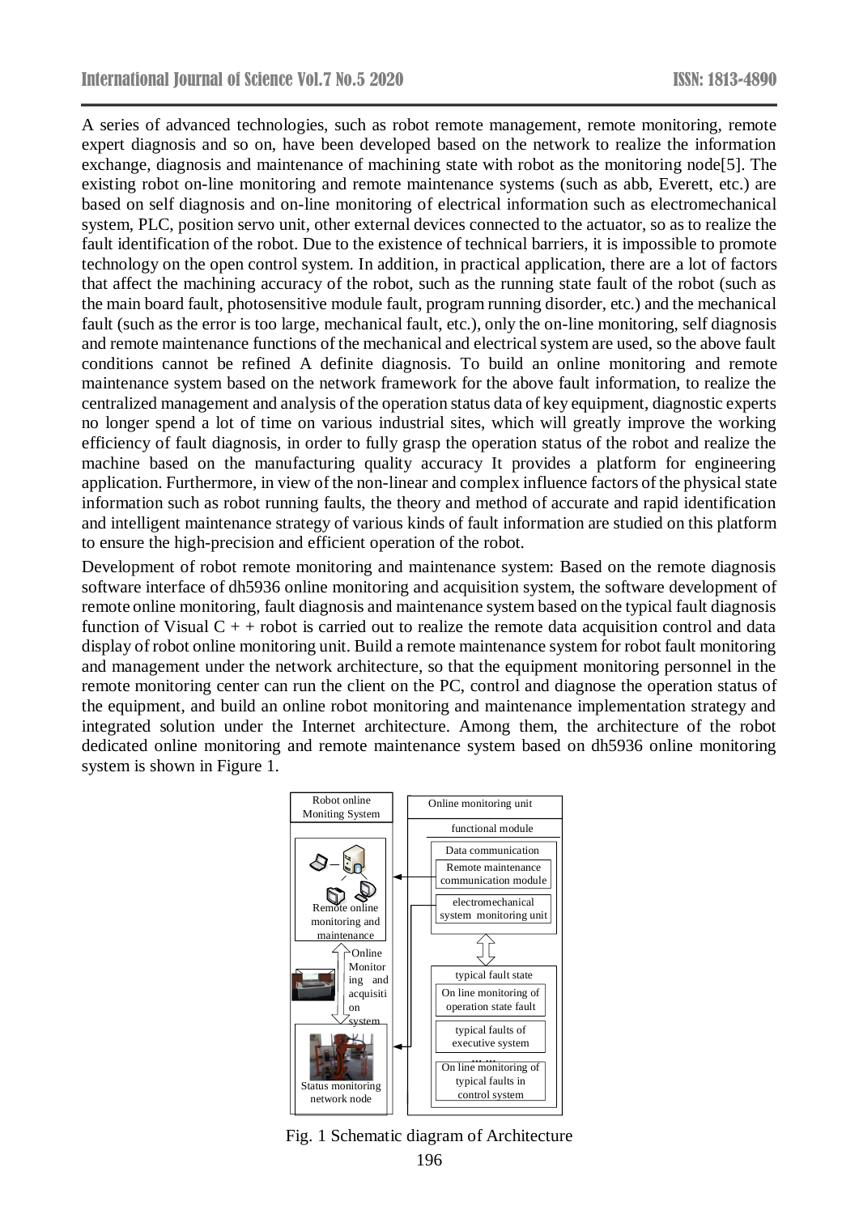A series of advanced technologies, such as robot remote management, remote monitoring, remote expert diagnosis and so on, have been developed based on the network to realize the information exchange, diagnosis and maintenance of machining state with robot as the monitoring node[5]. The existing robot on-line monitoring and remote maintenance systems (such as abb, Everett, etc.) are based on self diagnosis and on-line monitoring of electrical information such as electromechanical system, PLC, position servo unit, other external devices connected to the actuator, so as to realize the fault identification of the robot. Due to the existence of technical barriers, it is impossible to promote technology on the open control system. In addition, in practical application, there are a lot of factors that affect the machining accuracy of the robot, such as the running state fault of the robot (such as the main board fault, photosensitive module fault, program running disorder, etc.) and the mechanical fault (such as the error is too large, mechanical fault, etc.), only the on-line monitoring, self diagnosis and remote maintenance functions of the mechanical and electrical system are used, so the above fault conditions cannot be refined A definite diagnosis. To build an online monitoring and remote maintenance system based on the network framework for the above fault information, to realize the centralized management and analysis of the operation status data of key equipment, diagnostic experts no longer spend a lot of time on various industrial sites, which will greatly improve the working efficiency of fault diagnosis, in order to fully grasp the operation status of the robot and realize the machine based on the manufacturing quality accuracy It provides a platform for engineering application. Furthermore, in view of the non-linear and complex influence factors of the physical state information such as robot running faults, the theory and method of accurate and rapid identification and intelligent maintenance strategy of various kinds of fault information are studied on this platform to ensure the high-precision and efficient operation of the robot.

Development of robot remote monitoring and maintenance system: Based on the remote diagnosis software interface of dh5936 online monitoring and acquisition system, the software development of remote online monitoring, fault diagnosis and maintenance system based on the typical fault diagnosis function of Visual C + + robot is carried out to realize the remote data acquisition control and data display of robot online monitoring unit. Build a remote maintenance system for robot fault monitoring and management under the network architecture, so that the equipment monitoring personnel in the remote monitoring center can run the client on the PC, control and diagnose the operation status of the equipment, and build an online robot monitoring and maintenance implementation strategy and integrated solution under the Internet architecture. Among them, the architecture of the robot dedicated online monitoring and remote maintenance system based on dh5936 online monitoring system is shown in Figure 1.

Robot online Moniting System | Online monitoring unit | functional module | Data communication | Remote maintenance communication module | electromechanical system monitoring unit | Remote online monitoring and maintenance | Online Monitoring and acquisition system | typical fault state | On line monitoring of operation state fault | typical faults of executive system | ... ... | On line monitoring of typical faults in control system | Status monitoring network node

Fig. 1 Schematic diagram of Architecture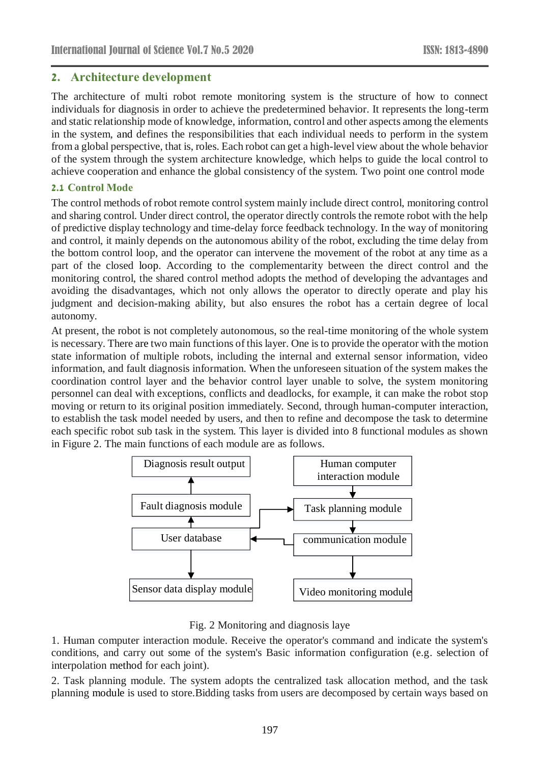## 2. Architecture development

The architecture of multi robot remote monitoring system is the structure of how to connect individuals for diagnosis in order to achieve the predetermined behavior. It represents the long-term and static relationship mode of knowledge, information, control and other aspects among the elements in the system, and defines the responsibilities that each individual needs to perform in the system from a global perspective, that is, roles. Each robot can get a high-level view about the whole behavior of the system through the system architecture knowledge, which helps to guide the local control to achieve cooperation and enhance the global consistency of the system. Two point one control mode

### 2.1 Control Mode

The control methods of robot remote control system mainly include direct control, monitoring control and sharing control. Under direct control, the operator directly controls the remote robot with the help of predictive display technology and time-delay force feedback technology. In the way of monitoring and control, it mainly depends on the autonomous ability of the robot, excluding the time delay from the bottom control loop, and the operator can intervene the movement of the robot at any time as a part of the closed loop. According to the complementarity between the direct control and the monitoring control, the shared control method adopts the method of developing the advantages and avoiding the disadvantages, which not only allows the operator to directly operate and play his judgment and decision-making ability, but also ensures the robot has a certain degree of local autonomy.

At present, the robot is not completely autonomous, so the real-time monitoring of the whole system is necessary. There are two main functions of this layer. One is to provide the operator with the motion state information of multiple robots, including the internal and external sensor information, video information, and fault diagnosis information. When the unforeseen situation of the system makes the coordination control layer and the behavior control layer unable to solve, the system monitoring personnel can deal with exceptions, conflicts and deadlocks, for example, it can make the robot stop moving or return to its original position immediately. Second, through human-computer interaction, to establish the task model needed by users, and then to refine and decompose the task to determine each specific robot sub task in the system. This layer is divided into 8 functional modules as shown in Figure 2. The main functions of each module are as follows.

Diagnosis result output ← Fault diagnosis module ← User database → Sensor data display module

User database → Task planning module

Human computer interaction module → Task planning module → communication module → Video monitoring module

communication module → User database

Fig. 2 Monitoring and diagnosis laye

1. Human computer interaction module. Receive the operator's command and indicate the system's conditions, and carry out some of the system's Basic information configuration (e.g. selection of interpolation method for each joint).

2. Task planning module. The system adopts the centralized task allocation method, and the task planning module is used to store.Bidding tasks from users are decomposed by certain ways based on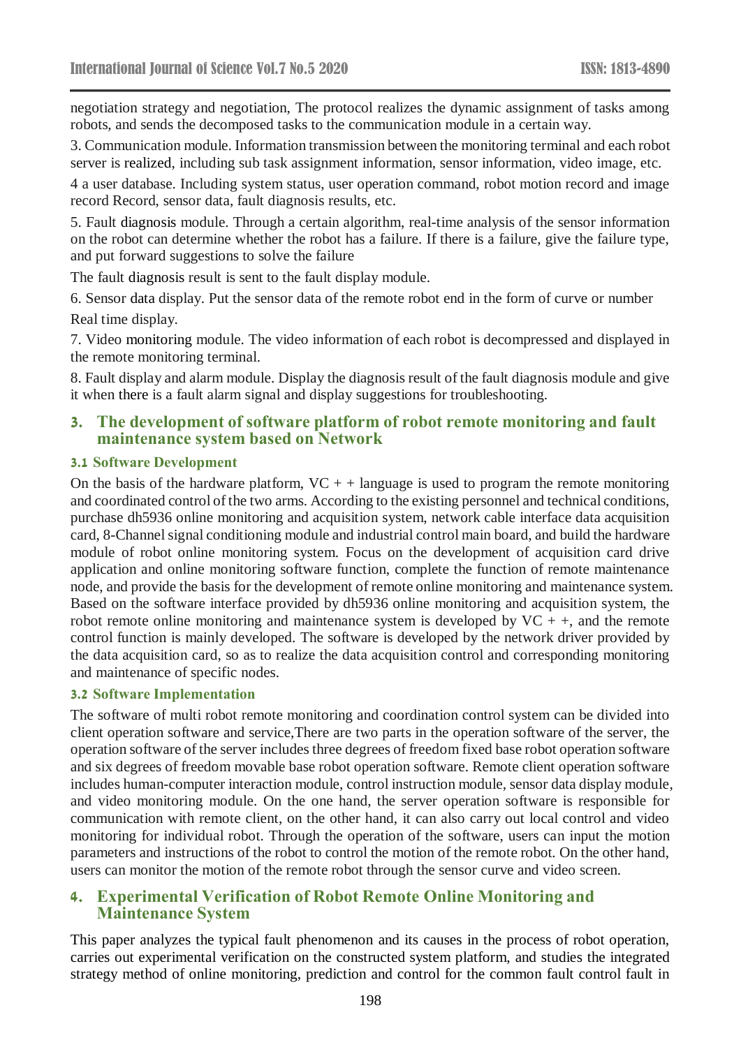negotiation strategy and negotiation, The protocol realizes the dynamic assignment of tasks among robots, and sends the decomposed tasks to the communication module in a certain way.

3. Communication module. Information transmission between the monitoring terminal and each robot server is realized, including sub task assignment information, sensor information, video image, etc.

4 a user database. Including system status, user operation command, robot motion record and image record Record, sensor data, fault diagnosis results, etc.

5. Fault diagnosis module. Through a certain algorithm, real-time analysis of the sensor information on the robot can determine whether the robot has a failure. If there is a failure, give the failure type, and put forward suggestions to solve the failure

The fault diagnosis result is sent to the fault display module.

6. Sensor data display. Put the sensor data of the remote robot end in the form of curve or number

Real time display.

7. Video monitoring module. The video information of each robot is decompressed and displayed in the remote monitoring terminal.

8. Fault display and alarm module. Display the diagnosis result of the fault diagnosis module and give it when there is a fault alarm signal and display suggestions for troubleshooting.

## 3. The development of software platform of robot remote monitoring and fault maintenance system based on Network

### 3.1 Software Development

On the basis of the hardware platform, VC + + language is used to program the remote monitoring and coordinated control of the two arms. According to the existing personnel and technical conditions, purchase dh5936 online monitoring and acquisition system, network cable interface data acquisition card, 8-Channel signal conditioning module and industrial control main board, and build the hardware module of robot online monitoring system. Focus on the development of acquisition card drive application and online monitoring software function, complete the function of remote maintenance node, and provide the basis for the development of remote online monitoring and maintenance system. Based on the software interface provided by dh5936 online monitoring and acquisition system, the robot remote online monitoring and maintenance system is developed by VC + +, and the remote control function is mainly developed. The software is developed by the network driver provided by the data acquisition card, so as to realize the data acquisition control and corresponding monitoring and maintenance of specific nodes.

### 3.2 Software Implementation

The software of multi robot remote monitoring and coordination control system can be divided into client operation software and service,There are two parts in the operation software of the server, the operation software of the server includes three degrees of freedom fixed base robot operation software and six degrees of freedom movable base robot operation software. Remote client operation software includes human-computer interaction module, control instruction module, sensor data display module, and video monitoring module. On the one hand, the server operation software is responsible for communication with remote client, on the other hand, it can also carry out local control and video monitoring for individual robot. Through the operation of the software, users can input the motion parameters and instructions of the robot to control the motion of the remote robot. On the other hand, users can monitor the motion of the remote robot through the sensor curve and video screen.

## 4. Experimental Verification of Robot Remote Online Monitoring and Maintenance System

This paper analyzes the typical fault phenomenon and its causes in the process of robot operation, carries out experimental verification on the constructed system platform, and studies the integrated strategy method of online monitoring, prediction and control for the common fault control fault in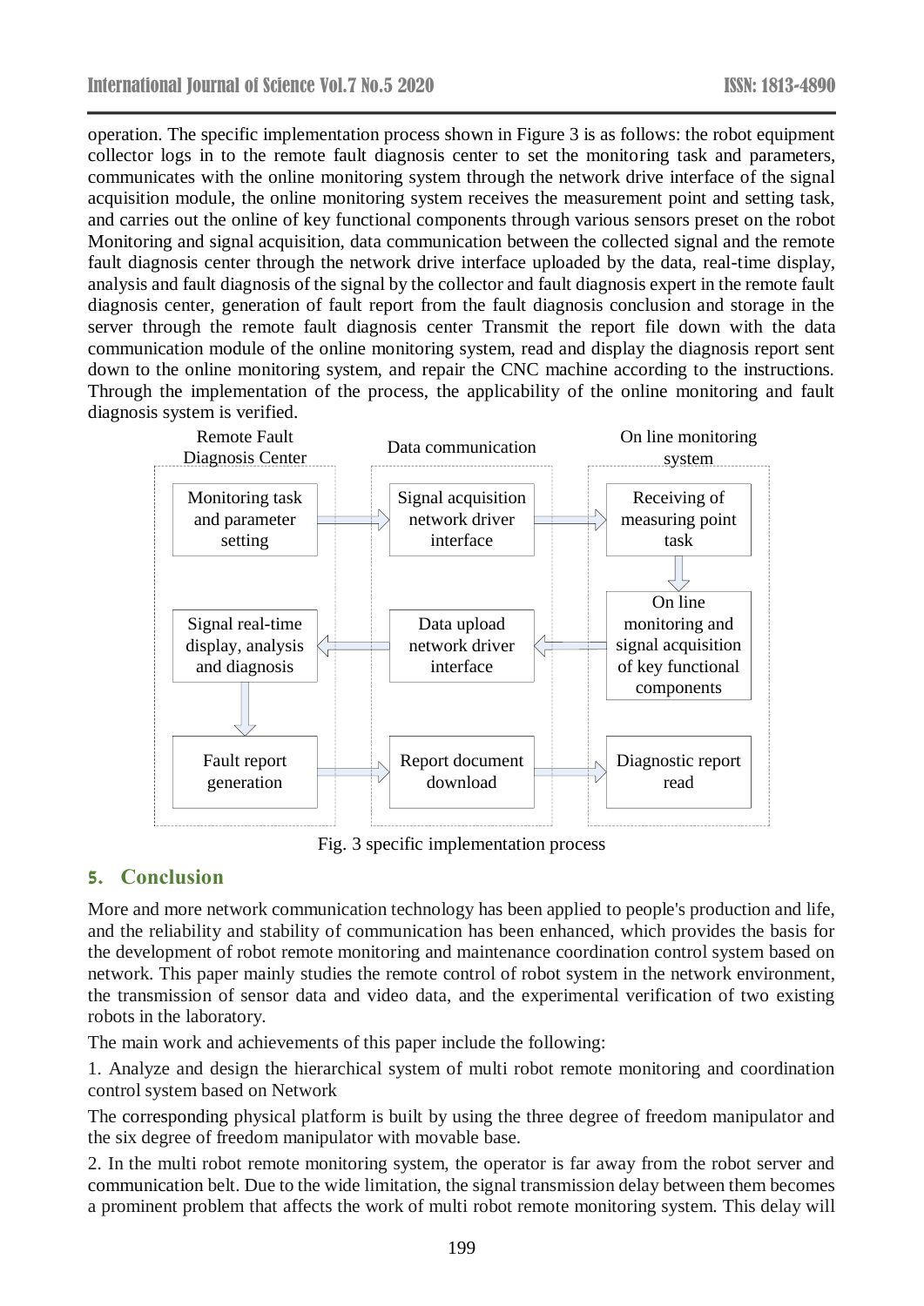operation. The specific implementation process shown in Figure 3 is as follows: the robot equipment collector logs in to the remote fault diagnosis center to set the monitoring task and parameters, communicates with the online monitoring system through the network drive interface of the signal acquisition module, the online monitoring system receives the measurement point and setting task, and carries out the online of key functional components through various sensors preset on the robot Monitoring and signal acquisition, data communication between the collected signal and the remote fault diagnosis center through the network drive interface uploaded by the data, real-time display, analysis and fault diagnosis of the signal by the collector and fault diagnosis expert in the remote fault diagnosis center, generation of fault report from the fault diagnosis conclusion and storage in the server through the remote fault diagnosis center Transmit the report file down with the data communication module of the online monitoring system, read and display the diagnosis report sent down to the online monitoring system, and repair the CNC machine according to the instructions. Through the implementation of the process, the applicability of the online monitoring and fault diagnosis system is verified.

Fig. 3 specific implementation process

## 5. Conclusion

More and more network communication technology has been applied to people's production and life, and the reliability and stability of communication has been enhanced, which provides the basis for the development of robot remote monitoring and maintenance coordination control system based on network. This paper mainly studies the remote control of robot system in the network environment, the transmission of sensor data and video data, and the experimental verification of two existing robots in the laboratory.

The main work and achievements of this paper include the following:

1. Analyze and design the hierarchical system of multi robot remote monitoring and coordination control system based on Network

The corresponding physical platform is built by using the three degree of freedom manipulator and the six degree of freedom manipulator with movable base.

2. In the multi robot remote monitoring system, the operator is far away from the robot server and communication belt. Due to the wide limitation, the signal transmission delay between them becomes a prominent problem that affects the work of multi robot remote monitoring system. This delay will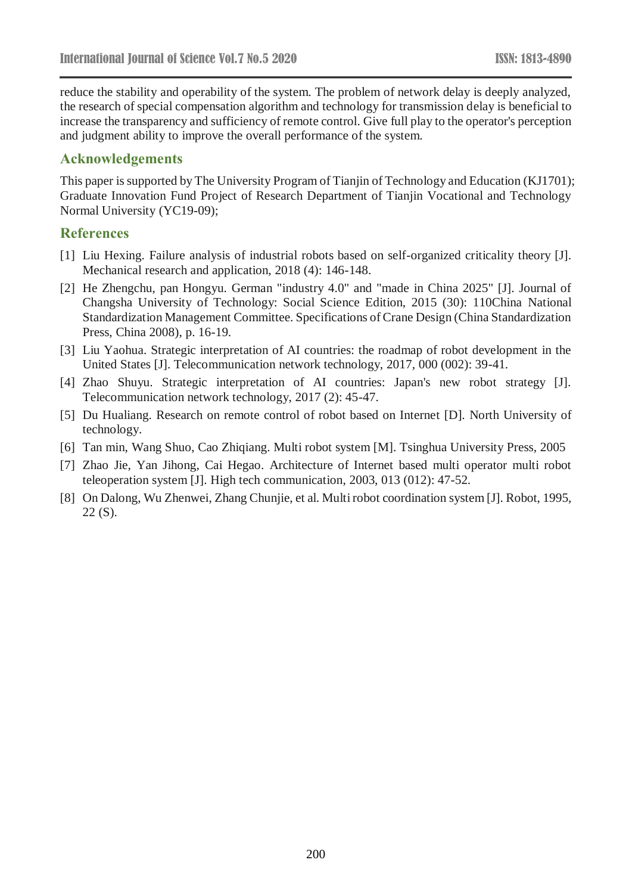reduce the stability and operability of the system. The problem of network delay is deeply analyzed, the research of special compensation algorithm and technology for transmission delay is beneficial to increase the transparency and sufficiency of remote control. Give full play to the operator's perception and judgment ability to improve the overall performance of the system.

## Acknowledgements

This paper is supported by The University Program of Tianjin of Technology and Education (KJ1701); Graduate Innovation Fund Project of Research Department of Tianjin Vocational and Technology Normal University (YC19-09);

## References

[1] Liu Hexing. Failure analysis of industrial robots based on self-organized criticality theory [J]. Mechanical research and application, 2018 (4): 146-148.

[2] He Zhengchu, pan Hongyu. German "industry 4.0" and "made in China 2025" [J]. Journal of Changsha University of Technology: Social Science Edition, 2015 (30): 110China National Standardization Management Committee. Specifications of Crane Design (China Standardization Press, China 2008), p. 16-19.

[3] Liu Yaohua. Strategic interpretation of AI countries: the roadmap of robot development in the United States [J]. Telecommunication network technology, 2017, 000 (002): 39-41.

[4] Zhao Shuyu. Strategic interpretation of AI countries: Japan's new robot strategy [J]. Telecommunication network technology, 2017 (2): 45-47.

[5] Du Hualiang. Research on remote control of robot based on Internet [D]. North University of technology.

[6] Tan min, Wang Shuo, Cao Zhiqiang. Multi robot system [M]. Tsinghua University Press, 2005

[7] Zhao Jie, Yan Jihong, Cai Hegao. Architecture of Internet based multi operator multi robot teleoperation system [J]. High tech communication, 2003, 013 (012): 47-52.

[8] On Dalong, Wu Zhenwei, Zhang Chunjie, et al. Multi robot coordination system [J]. Robot, 1995, 22 (S).